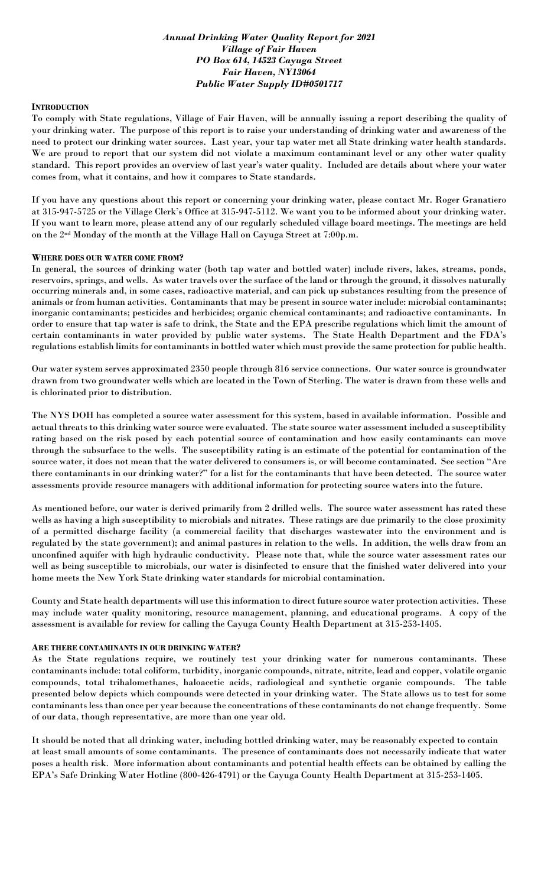***Annual Drinking Water Quality Report for 2021***
***Village of Fair Haven***
***PO Box 614, 14523 Cayuga Street***
***Fair Haven, NY13064***
***Public Water Supply ID#0501717***

## INTRODUCTION

To comply with State regulations, Village of Fair Haven, will be annually issuing a report describing the quality of your drinking water. The purpose of this report is to raise your understanding of drinking water and awareness of the need to protect our drinking water sources. Last year, your tap water met all State drinking water health standards. We are proud to report that our system did not violate a maximum contaminant level or any other water quality standard. This report provides an overview of last year's water quality. Included are details about where your water comes from, what it contains, and how it compares to State standards.

If you have any questions about this report or concerning your drinking water, please contact Mr. Roger Granatiero at 315-947-5725 or the Village Clerk's Office at 315-947-5112. We want you to be informed about your drinking water. If you want to learn more, please attend any of our regularly scheduled village board meetings. The meetings are held on the 2nd Monday of the month at the Village Hall on Cayuga Street at 7:00p.m.

## WHERE DOES OUR WATER COME FROM?

In general, the sources of drinking water (both tap water and bottled water) include rivers, lakes, streams, ponds, reservoirs, springs, and wells. As water travels over the surface of the land or through the ground, it dissolves naturally occurring minerals and, in some cases, radioactive material, and can pick up substances resulting from the presence of animals or from human activities. Contaminants that may be present in source water include: microbial contaminants; inorganic contaminants; pesticides and herbicides; organic chemical contaminants; and radioactive contaminants. In order to ensure that tap water is safe to drink, the State and the EPA prescribe regulations which limit the amount of certain contaminants in water provided by public water systems. The State Health Department and the FDA's regulations establish limits for contaminants in bottled water which must provide the same protection for public health.

Our water system serves approximated 2350 people through 816 service connections. Our water source is groundwater drawn from two groundwater wells which are located in the Town of Sterling. The water is drawn from these wells and is chlorinated prior to distribution.

The NYS DOH has completed a source water assessment for this system, based in available information. Possible and actual threats to this drinking water source were evaluated. The state source water assessment included a susceptibility rating based on the risk posed by each potential source of contamination and how easily contaminants can move through the subsurface to the wells. The susceptibility rating is an estimate of the potential for contamination of the source water, it does not mean that the water delivered to consumers is, or will become contaminated. See section "Are there contaminants in our drinking water?" for a list for the contaminants that have been detected. The source water assessments provide resource managers with additional information for protecting source waters into the future.

As mentioned before, our water is derived primarily from 2 drilled wells. The source water assessment has rated these wells as having a high susceptibility to microbials and nitrates. These ratings are due primarily to the close proximity of a permitted discharge facility (a commercial facility that discharges wastewater into the environment and is regulated by the state government); and animal pastures in relation to the wells. In addition, the wells draw from an unconfined aquifer with high hydraulic conductivity. Please note that, while the source water assessment rates our well as being susceptible to microbials, our water is disinfected to ensure that the finished water delivered into your home meets the New York State drinking water standards for microbial contamination.

County and State health departments will use this information to direct future source water protection activities. These may include water quality monitoring, resource management, planning, and educational programs. A copy of the assessment is available for review for calling the Cayuga County Health Department at 315-253-1405.

## ARE THERE CONTAMINANTS IN OUR DRINKING WATER?

As the State regulations require, we routinely test your drinking water for numerous contaminants. These contaminants include: total coliform, turbidity, inorganic compounds, nitrate, nitrite, lead and copper, volatile organic compounds, total trihalomethanes, haloacetic acids, radiological and synthetic organic compounds. The table presented below depicts which compounds were detected in your drinking water. The State allows us to test for some contaminants less than once per year because the concentrations of these contaminants do not change frequently. Some of our data, though representative, are more than one year old.

It should be noted that all drinking water, including bottled drinking water, may be reasonably expected to contain at least small amounts of some contaminants. The presence of contaminants does not necessarily indicate that water poses a health risk. More information about contaminants and potential health effects can be obtained by calling the EPA's Safe Drinking Water Hotline (800-426-4791) or the Cayuga County Health Department at 315-253-1405.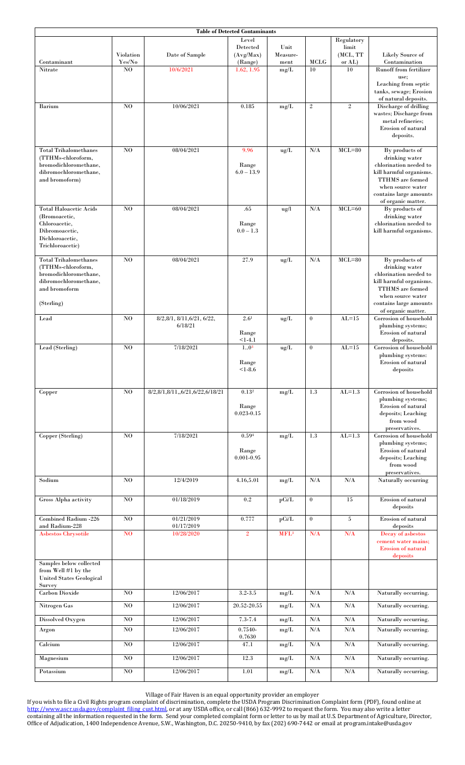| Table of Detected Contaminants | | | | | | | |
|---|---|---|---|---|---|---|---|
| Contaminant | Violation Yes/No | Date of Sample | Level Detected (Avg/Max) (Range) | Unit Measure-ment | MCLG | Regulatory limit (MCL, TT or AL) | Likely Source of Contamination |
| Nitrate | NO | 10/6/2021 | 1.62, 1.95 | mg/L | 10 | 10 | Runoff from fertilizer use; Leaching from septic tanks, sewage; Erosion of natural deposits. |
| Barium | NO | 10/06/2021 | 0.185 | mg/L | 2 | 2 | Discharge of drilling wastes; Discharge from metal refineries; Erosion of natural deposits. |
| Total Trihalomethanes (TTHMs-chloroform, bromodichloromethane, dibromochloromethane, and bromoform) | NO | 08/04/2021 | 9.96<br>Range 6.0 – 13.9 | ug/L | N/A | MCL=80 | By products of drinking water chlorination needed to kill harmful organisms. TTHMS are formed when source water contains large amounts of organic matter. |
| Total Haloacetic Acids (Bromoacetic, Chloroacetic, Dibromoacetic, Dichloroacetic, Trichloroacetic) | NO | 08/04/2021 | .65<br>Range 0.0 – 1.3 | ug/l | N/A | MCL=60 | By products of drinking water chlorination needed to kill harmful organisms. |
| Total Trihalomethanes (TTHMs-chloroform, bromodichloromethane, dibromochloromethane, and bromoform<br>(Sterling) | NO | 08/04/2021 | 27.9 | ug/L | N/A | MCL=80 | By products of drinking water chlorination needed to kill harmful organisms. TTHMS are formed when source water contains large amounts of organic matter. |
| Lead | NO | 8/2,8/1, 8/11,6/21, 6/22, 6/18/21 | 2.6[1]<br>Range <1-4.1 | ug/L | 0 | AL=15 | Corrosion of household plumbing systems; Erosion of natural deposits. |
| Lead (Sterling) | NO | 7/18/2021 | 1..0[3]<br>Range <1-8.6 | ug/L | 0 | AL=15 | Corrosion of household plumbing systems: Erosion of natural deposits |
| Copper | NO | 8/2,8/1,8/11,,6/21,6/22,6/18/21 | 0.13[2]<br>Range 0.023-0.15 | mg/L | 1.3 | AL=1.3 | Corrosion of household plumbing systems; Erosion of natural deposits; Leaching from wood preservatives. |
| Copper (Sterling) | NO | 7/18/2021 | 0.59[4]<br>Range 0.001-0.95 | mg/L | 1.3 | AL=1.3 | Corrosion of household plumbing systems; Erosion of natural deposits; Leaching from wood preservatives. |
| Sodium | NO | 12/4/2019 | 4.16,5.01 | mg/L | N/A | N/A | Naturally occurring |
| Gross Alpha activity | NO | 01/18/2019 | 0.2 | pCi/L | 0 | 15 | Erosion of natural deposits |
| Combined Radium -226 and Radium-228 | NO | 01/21/2019<br>01/17/2019 | 0.777 | pCi/L | 0 | 5 | Erosion of natural deposits |
| Asbestos Chrysotile | NO | 10/28/2020 | 2 | MFL[3] | N/A | N/A | Decay of asbestos cement water mains; Erosion of natural deposits |
| Samples below collected from Well #1 by the United States Geological Survey | | | | | | | |
| Carbon Dioxide | NO | 12/06/2017 | 3.2-3.5 | mg/L | N/A | N/A | Naturally occurring. |
| Nitrogen Gas | NO | 12/06/2017 | 20.52-20.55 | mg/L | N/A | N/A | Naturally occurring. |
| Dissolved Oxygen | NO | 12/06/2017 | 7.3-7.4 | mg/L | N/A | N/A | Naturally occurring. |
| Argon | NO | 12/06/2017 | 0.7540-0.7630 | mg/L | N/A | N/A | Naturally occurring. |
| Calcium | NO | 12/06/2017 | 47.1 | mg/L | N/A | N/A | Naturally occurring. |
| Magnesium | NO | 12/06/2017 | 12.3 | mg/L | N/A | N/A | Naturally occurring. |
| Potassium | NO | 12/06/2017 | 1.01 | mg/L | N/A | N/A | Naturally occurring. |

Village of Fair Haven is an equal opportunity provider an employer

If you wish to file a Civil Rights program complaint of discrimination, complete the USDA Program Discrimination Complaint form (PDF), found online at http://www.ascr.usda.gov/complaint_filing_cust.html, or at any USDA office, or call (866) 632-9992 to request the form. You may also write a letter containing all the information requested in the form. Send your completed complaint form or letter to us by mail at U.S. Department of Agriculture, Director, Office of Adjudication, 1400 Independence Avenue, S.W., Washington, D.C. 20250-9410, by fax (202) 690-7442 or email at program.intake@usda.gov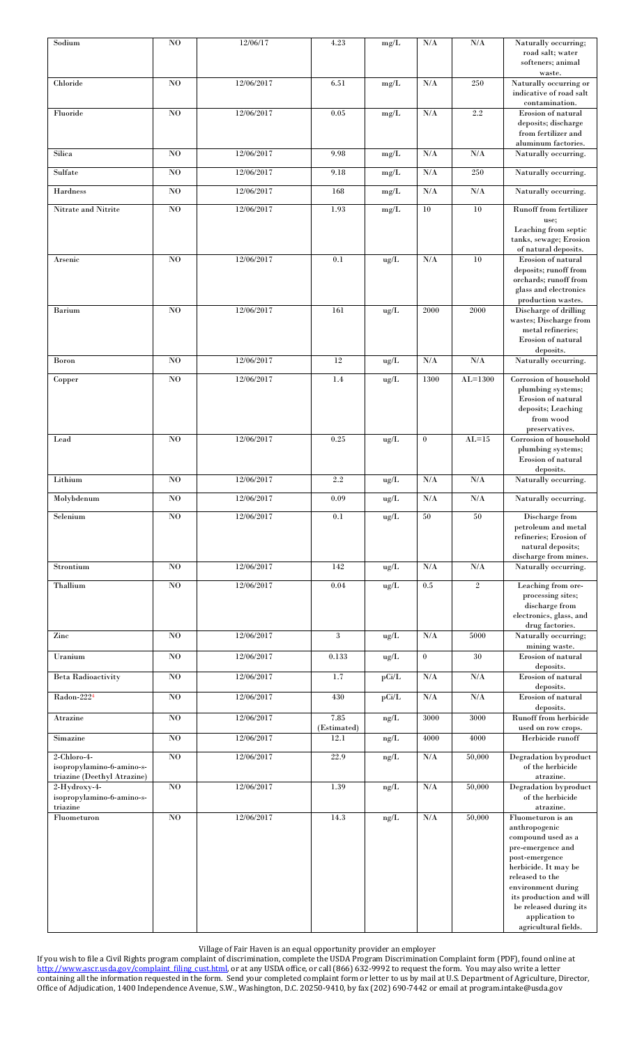| Sodium | NO | 12/06/17 | 4.23 | mg/L | N/A | N/A | Naturally occurring; road salt; water softeners; animal waste. |
|---|---|---|---|---|---|---|---|
| Chloride | NO | 12/06/2017 | 6.51 | mg/L | N/A | 250 | Naturally occurring or indicative of road salt contamination. |
| Fluoride | NO | 12/06/2017 | 0.05 | mg/L | N/A | 2.2 | Erosion of natural deposits; discharge from fertilizer and aluminum factories. |
| Silica | NO | 12/06/2017 | 9.98 | mg/L | N/A | N/A | Naturally occurring. |
| Sulfate | NO | 12/06/2017 | 9.18 | mg/L | N/A | 250 | Naturally occurring. |
| Hardness | NO | 12/06/2017 | 168 | mg/L | N/A | N/A | Naturally occurring. |
| Nitrate and Nitrite | NO | 12/06/2017 | 1.93 | mg/L | 10 | 10 | Runoff from fertilizer use; Leaching from septic tanks, sewage; Erosion of natural deposits. |
| Arsenic | NO | 12/06/2017 | 0.1 | ug/L | N/A | 10 | Erosion of natural deposits; runoff from orchards; runoff from glass and electronics production wastes. |
| Barium | NO | 12/06/2017 | 161 | ug/L | 2000 | 2000 | Discharge of drilling wastes; Discharge from metal refineries; Erosion of natural deposits. |
| Boron | NO | 12/06/2017 | 12 | ug/L | N/A | N/A | Naturally occurring. |
| Copper | NO | 12/06/2017 | 1.4 | ug/L | 1300 | AL=1300 | Corrosion of household plumbing systems; Erosion of natural deposits; Leaching from wood preservatives. |
| Lead | NO | 12/06/2017 | 0.25 | ug/L | 0 | AL=15 | Corrosion of household plumbing systems; Erosion of natural deposits. |
| Lithium | NO | 12/06/2017 | 2.2 | ug/L | N/A | N/A | Naturally occurring. |
| Molybdenum | NO | 12/06/2017 | 0.09 | ug/L | N/A | N/A | Naturally occurring. |
| Selenium | NO | 12/06/2017 | 0.1 | ug/L | 50 | 50 | Discharge from petroleum and metal refineries; Erosion of natural deposits; discharge from mines. |
| Strontium | NO | 12/06/2017 | 142 | ug/L | N/A | N/A | Naturally occurring. |
| Thallium | NO | 12/06/2017 | 0.04 | ug/L | 0.5 | 2 | Leaching from ore-processing sites; discharge from electronics, glass, and drug factories. |
| Zinc | NO | 12/06/2017 | 3 | ug/L | N/A | 5000 | Naturally occurring; mining waste. |
| Uranium | NO | 12/06/2017 | 0.133 | ug/L | 0 | 30 | Erosion of natural deposits. |
| Beta Radioactivity | NO | 12/06/2017 | 1.7 | pCi/L | N/A | N/A | Erosion of natural deposits. |
| Radon-222[4] | NO | 12/06/2017 | 430 | pCi/L | N/A | N/A | Erosion of natural deposits. |
| Atrazine | NO | 12/06/2017 | 7.85 (Estimated) | ng/L | 3000 | 3000 | Runoff from herbicide used on row crops. |
| Simazine | NO | 12/06/2017 | 12.1 | ng/L | 4000 | 4000 | Herbicide runoff |
| 2-Chloro-4-isopropylamino-6-amino-s-triazine (Deethyl Atrazine) | NO | 12/06/2017 | 22.9 | ng/L | N/A | 50,000 | Degradation byproduct of the herbicide atrazine. |
| 2-Hydroxy-4-isopropylamino-6-amino-s-triazine | NO | 12/06/2017 | 1.39 | ng/L | N/A | 50,000 | Degradation byproduct of the herbicide atrazine. |
| Fluometuron | NO | 12/06/2017 | 14.3 | ng/L | N/A | 50,000 | Fluometuron is an anthropogenic compound used as a pre-emergence and post-emergence herbicide. It may be released to the environment during its production and will be released during its application to agricultural fields. |

Village of Fair Haven is an equal opportunity provider an employer

If you wish to file a Civil Rights program complaint of discrimination, complete the USDA Program Discrimination Complaint form (PDF), found online at http://www.ascr.usda.gov/complaint_filing_cust.html, or at any USDA office, or call (866) 632-9992 to request the form. You may also write a letter containing all the information requested in the form. Send your completed complaint form or letter to us by mail at U.S. Department of Agriculture, Director, Office of Adjudication, 1400 Independence Avenue, S.W., Washington, D.C. 20250-9410, by fax (202) 690-7442 or email at program.intake@usda.gov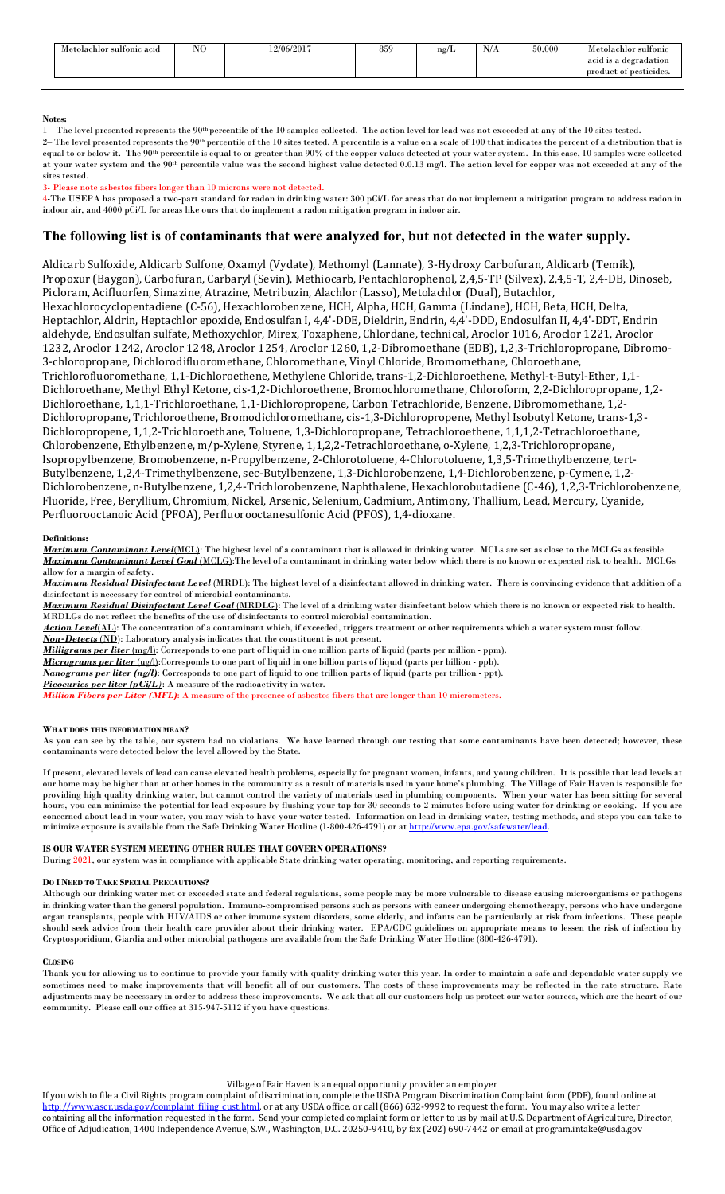| | | | | | | | |
|---|---|---|---|---|---|---|---|
| Metolachlor sulfonic acid | NO | 12/06/2017 | 859 | ng/L | N/A | 50,000 | Metolachlor sulfonic acid is a degradation product of pesticides. |

**Notes:**

1 – The level presented represents the 90th percentile of the 10 samples collected. The action level for lead was not exceeded at any of the 10 sites tested.

2– The level presented represents the 90th percentile of the 10 sites tested. A percentile is a value on a scale of 100 that indicates the percent of a distribution that is equal to or below it. The 90th percentile is equal to or greater than 90% of the copper values detected at your water system. In this case, 10 samples were collected at your water system and the 90th percentile value was the second highest value detected 0.0.13 mg/l. The action level for copper was not exceeded at any of the sites tested.

3- Please note asbestos fibers longer than 10 microns were not detected.

4-The USEPA has proposed a two-part standard for radon in drinking water: 300 pCi/L for areas that do not implement a mitigation program to address radon in indoor air, and 4000 pCi/L for areas like ours that do implement a radon mitigation program in indoor air.

## The following list is of contaminants that were analyzed for, but not detected in the water supply.

Aldicarb Sulfoxide, Aldicarb Sulfone, Oxamyl (Vydate), Methomyl (Lannate), 3-Hydroxy Carbofuran, Aldicarb (Temik), Propoxur (Baygon), Carbofuran, Carbaryl (Sevin), Methiocarb, Pentachlorophenol, 2,4,5-TP (Silvex), 2,4,5-T, 2,4-DB, Dinoseb, Picloram, Acifluorfen, Simazine, Atrazine, Metribuzin, Alachlor (Lasso), Metolachlor (Dual), Butachlor, Hexachlorocyclopentadiene (C-56), Hexachlorobenzene, HCH, Alpha, HCH, Gamma (Lindane), HCH, Beta, HCH, Delta, Heptachlor, Aldrin, Heptachlor epoxide, Endosulfan I, 4,4'-DDE, Dieldrin, Endrin, 4,4'-DDD, Endosulfan II, 4,4'-DDT, Endrin aldehyde, Endosulfan sulfate, Methoxychlor, Mirex, Toxaphene, Chlordane, technical, Aroclor 1016, Aroclor 1221, Aroclor 1232, Aroclor 1242, Aroclor 1248, Aroclor 1254, Aroclor 1260, 1,2-Dibromoethane (EDB), 1,2,3-Trichloropropane, Dibromo-3-chloropropane, Dichlorodifluoromethane, Chloromethane, Vinyl Chloride, Bromomethane, Chloroethane, Trichlorofluoromethane, 1,1-Dichloroethene, Methylene Chloride, trans-1,2-Dichloroethene, Methyl-t-Butyl-Ether, 1,1-Dichloroethane, Methyl Ethyl Ketone, cis-1,2-Dichloroethene, Bromochloromethane, Chloroform, 2,2-Dichloropropane, 1,2-Dichloroethane, 1,1,1-Trichloroethane, 1,1-Dichloropropene, Carbon Tetrachloride, Benzene, Dibromomethane, 1,2-Dichloropropane, Trichloroethene, Bromodichloromethane, cis-1,3-Dichloropropene, Methyl Isobutyl Ketone, trans-1,3-Dichloropropene, 1,1,2-Trichloroethane, Toluene, 1,3-Dichloropropane, Tetrachloroethene, 1,1,1,2-Tetrachloroethane, Chlorobenzene, Ethylbenzene, m/p-Xylene, Styrene, 1,1,2,2-Tetrachloroethane, o-Xylene, 1,2,3-Trichloropropane, Isopropylbenzene, Bromobenzene, n-Propylbenzene, 2-Chlorotoluene, 4-Chlorotoluene, 1,3,5-Trimethylbenzene, tert-Butylbenzene, 1,2,4-Trimethylbenzene, sec-Butylbenzene, 1,3-Dichlorobenzene, 1,4-Dichlorobenzene, p-Cymene, 1,2-Dichlorobenzene, n-Butylbenzene, 1,2,4-Trichlorobenzene, Naphthalene, Hexachlorobutadiene (C-46), 1,2,3-Trichlorobenzene, Fluoride, Free, Beryllium, Chromium, Nickel, Arsenic, Selenium, Cadmium, Antimony, Thallium, Lead, Mercury, Cyanide, Perfluorooctanoic Acid (PFOA), Perfluorooctanesulfonic Acid (PFOS), 1,4-dioxane.

**Definitions:**

***Maximum Contaminant Level***(MCL): The highest level of a contaminant that is allowed in drinking water. MCLs are set as close to the MCLGs as feasible.

***Maximum Contaminant Level Goal*** (MCLG):The level of a contaminant in drinking water below which there is no known or expected risk to health. MCLGs allow for a margin of safety.

***Maximum Residual Disinfectant Level*** (MRDL): The highest level of a disinfectant allowed in drinking water. There is convincing evidence that addition of a disinfectant is necessary for control of microbial contaminants.

***Maximum Residual Disinfectant Level Goal*** (MRDLG): The level of a drinking water disinfectant below which there is no known or expected risk to health. MRDLGs do not reflect the benefits of the use of disinfectants to control microbial contamination.

***Action Level***(AL): The concentration of a contaminant which, if exceeded, triggers treatment or other requirements which a water system must follow.

***Non-Detects*** (ND): Laboratory analysis indicates that the constituent is not present.

***Milligrams per liter*** (mg/l): Corresponds to one part of liquid in one million parts of liquid (parts per million - ppm).

***Micrograms per liter*** (ug/l):Corresponds to one part of liquid in one billion parts of liquid (parts per billion - ppb).

***Nanograms per liter (ng/l)***: Corresponds to one part of liquid to one trillion parts of liquid (parts per trillion - ppt).

***Picocuries per liter (pCi/L)***: A measure of the radioactivity in water.

***Million Fibers per Liter (MFL)***: A measure of the presence of asbestos fibers that are longer than 10 micrometers.

### WHAT DOES THIS INFORMATION MEAN?

As you can see by the table, our system had no violations. We have learned through our testing that some contaminants have been detected; however, these contaminants were detected below the level allowed by the State.

If present, elevated levels of lead can cause elevated health problems, especially for pregnant women, infants, and young children. It is possible that lead levels at our home may be higher than at other homes in the community as a result of materials used in your home's plumbing. The Village of Fair Haven is responsible for providing high quality drinking water, but cannot control the variety of materials used in plumbing components. When your water has been sitting for several hours, you can minimize the potential for lead exposure by flushing your tap for 30 seconds to 2 minutes before using water for drinking or cooking. If you are concerned about lead in your water, you may wish to have your water tested. Information on lead in drinking water, testing methods, and steps you can take to minimize exposure is available from the Safe Drinking Water Hotline (1-800-426-4791) or at http://www.epa.gov/safewater/lead.

### IS OUR WATER SYSTEM MEETING OTHER RULES THAT GOVERN OPERATIONS?

During 2021, our system was in compliance with applicable State drinking water operating, monitoring, and reporting requirements.

### DO I NEED TO TAKE SPECIAL PRECAUTIONS?

Although our drinking water met or exceeded state and federal regulations, some people may be more vulnerable to disease causing microorganisms or pathogens in drinking water than the general population. Immuno-compromised persons such as persons with cancer undergoing chemotherapy, persons who have undergone organ transplants, people with HIV/AIDS or other immune system disorders, some elderly, and infants can be particularly at risk from infections. These people should seek advice from their health care provider about their drinking water. EPA/CDC guidelines on appropriate means to lessen the risk of infection by Cryptosporidium, Giardia and other microbial pathogens are available from the Safe Drinking Water Hotline (800-426-4791).

### CLOSING

Thank you for allowing us to continue to provide your family with quality drinking water this year. In order to maintain a safe and dependable water supply we sometimes need to make improvements that will benefit all of our customers. The costs of these improvements may be reflected in the rate structure. Rate adjustments may be necessary in order to address these improvements. We ask that all our customers help us protect our water sources, which are the heart of our community. Please call our office at 315-947-5112 if you have questions.

Village of Fair Haven is an equal opportunity provider an employer

If you wish to file a Civil Rights program complaint of discrimination, complete the USDA Program Discrimination Complaint form (PDF), found online at http://www.ascr.usda.gov/complaint_filing_cust.html, or at any USDA office, or call (866) 632-9992 to request the form. You may also write a letter containing all the information requested in the form. Send your completed complaint form or letter to us by mail at U.S. Department of Agriculture, Director, Office of Adjudication, 1400 Independence Avenue, S.W., Washington, D.C. 20250-9410, by fax (202) 690-7442 or email at program.intake@usda.gov